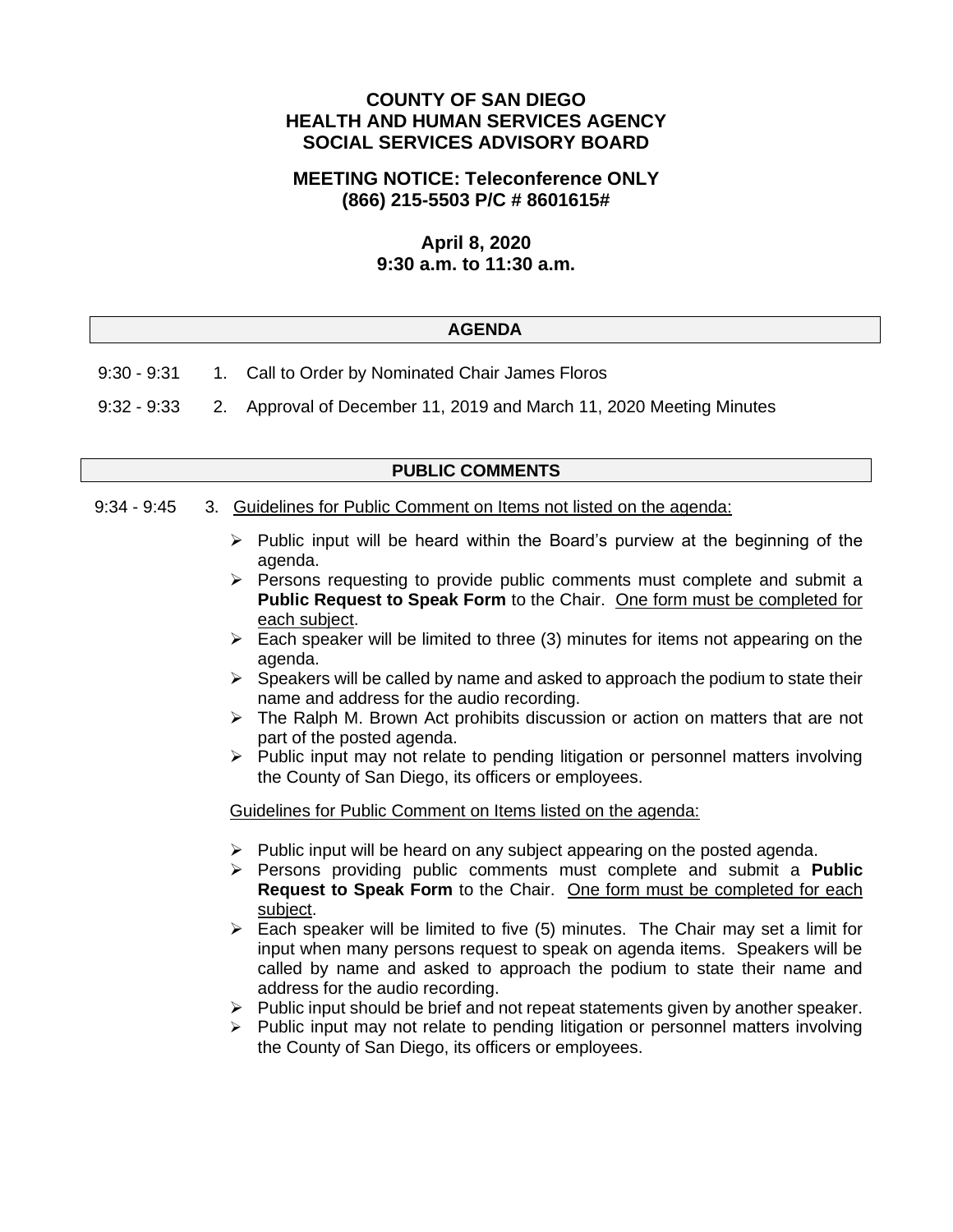# COUNTY OF SAN DIEGO
# HEALTH AND HUMAN SERVICES AGENCY
# SOCIAL SERVICES ADVISORY BOARD

## MEETING NOTICE: Teleconference ONLY
## (866) 215-5503 P/C # 8601615#

### April 8, 2020
### 9:30 a.m. to 11:30 a.m.

## AGENDA

9:30 - 9:31 1. Call to Order by Nominated Chair James Floros

9:32 - 9:33 2. Approval of December 11, 2019 and March 11, 2020 Meeting Minutes

## PUBLIC COMMENTS

9:34 - 9:45 3. Guidelines for Public Comment on Items not listed on the agenda:

- Public input will be heard within the Board's purview at the beginning of the agenda.
- Persons requesting to provide public comments must complete and submit a **Public Request to Speak Form** to the Chair. One form must be completed for each subject.
- Each speaker will be limited to three (3) minutes for items not appearing on the agenda.
- Speakers will be called by name and asked to approach the podium to state their name and address for the audio recording.
- The Ralph M. Brown Act prohibits discussion or action on matters that are not part of the posted agenda.
- Public input may not relate to pending litigation or personnel matters involving the County of San Diego, its officers or employees.

Guidelines for Public Comment on Items listed on the agenda:

- Public input will be heard on any subject appearing on the posted agenda.
- Persons providing public comments must complete and submit a **Public Request to Speak Form** to the Chair. One form must be completed for each subject.
- Each speaker will be limited to five (5) minutes. The Chair may set a limit for input when many persons request to speak on agenda items. Speakers will be called by name and asked to approach the podium to state their name and address for the audio recording.
- Public input should be brief and not repeat statements given by another speaker.
- Public input may not relate to pending litigation or personnel matters involving the County of San Diego, its officers or employees.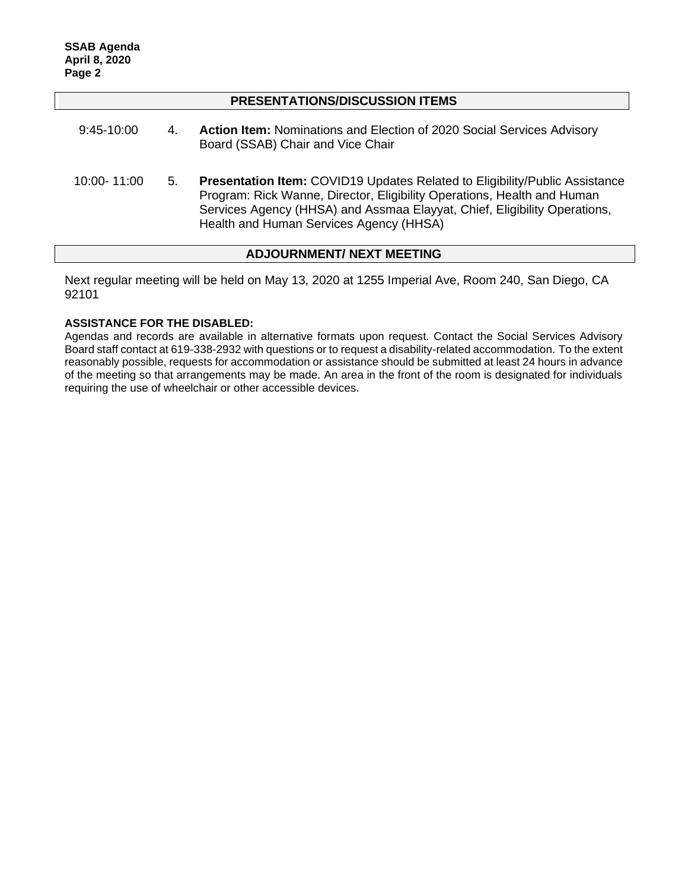## PRESENTATIONS/DISCUSSION ITEMS

| | | |
|---|---|---|
| 9:45-10:00 | 4. | **Action Item:** Nominations and Election of 2020 Social Services Advisory Board (SSAB) Chair and Vice Chair |
| 10:00- 11:00 | 5. | **Presentation Item:** COVID19 Updates Related to Eligibility/Public Assistance Program: Rick Wanne, Director, Eligibility Operations, Health and Human Services Agency (HHSA) and Assmaa Elayyat, Chief, Eligibility Operations, Health and Human Services Agency (HHSA) |

## ADJOURNMENT/ NEXT MEETING

Next regular meeting will be held on May 13, 2020 at 1255 Imperial Ave, Room 240, San Diego, CA 92101

**ASSISTANCE FOR THE DISABLED:**

Agendas and records are available in alternative formats upon request. Contact the Social Services Advisory Board staff contact at 619-338-2932 with questions or to request a disability-related accommodation. To the extent reasonably possible, requests for accommodation or assistance should be submitted at least 24 hours in advance of the meeting so that arrangements may be made. An area in the front of the room is designated for individuals requiring the use of wheelchair or other accessible devices.